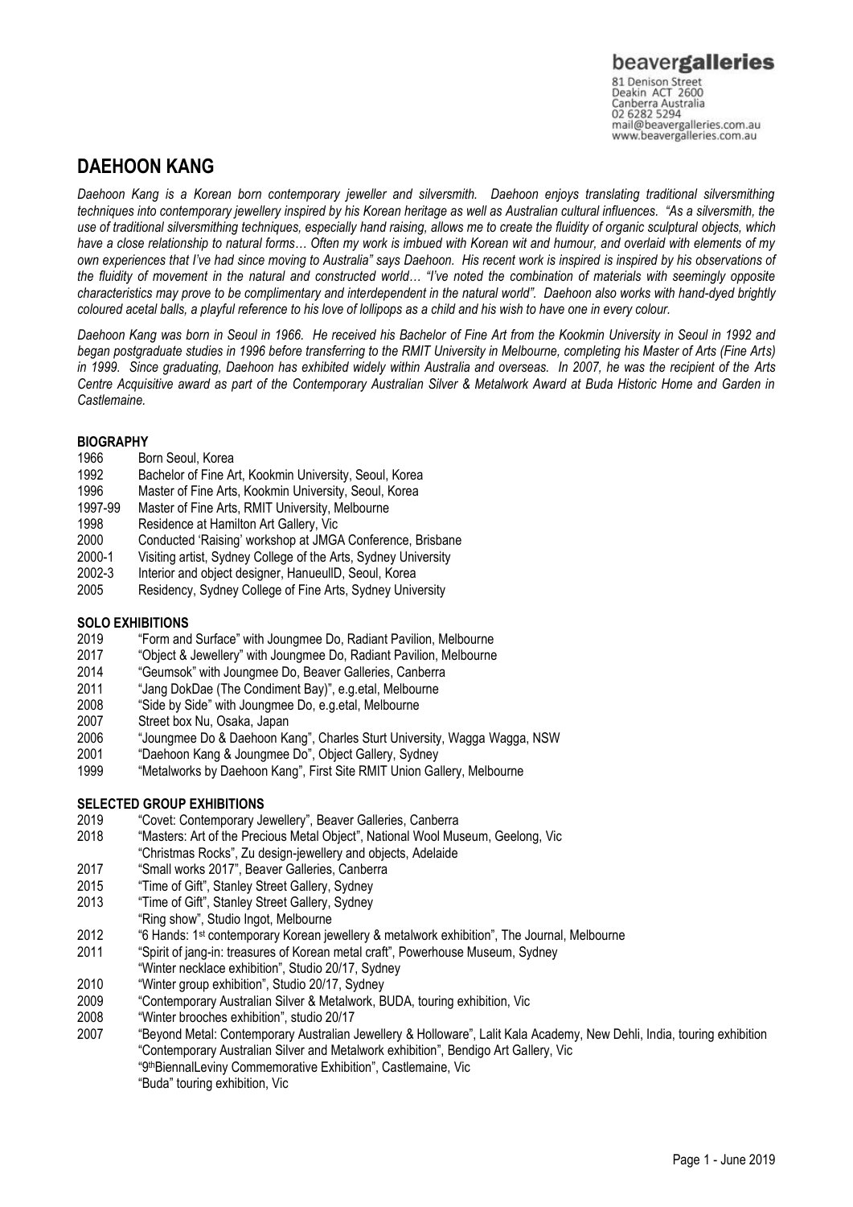beavergalleries
81 Denison Street
Deakin ACT 2600
Canberra Australia
02 6282 5294
mail@beavergalleries.com.au
www.beavergalleries.com.au

# DAEHOON KANG

*Daehoon Kang is a Korean born contemporary jeweller and silversmith. Daehoon enjoys translating traditional silversmithing techniques into contemporary jewellery inspired by his Korean heritage as well as Australian cultural influences. "As a silversmith, the use of traditional silversmithing techniques, especially hand raising, allows me to create the fluidity of organic sculptural objects, which have a close relationship to natural forms… Often my work is imbued with Korean wit and humour, and overlaid with elements of my own experiences that I've had since moving to Australia" says Daehoon. His recent work is inspired is inspired by his observations of the fluidity of movement in the natural and constructed world… "I've noted the combination of materials with seemingly opposite characteristics may prove to be complimentary and interdependent in the natural world". Daehoon also works with hand-dyed brightly coloured acetal balls, a playful reference to his love of lollipops as a child and his wish to have one in every colour.*

*Daehoon Kang was born in Seoul in 1966. He received his Bachelor of Fine Art from the Kookmin University in Seoul in 1992 and began postgraduate studies in 1996 before transferring to the RMIT University in Melbourne, completing his Master of Arts (Fine Arts) in 1999. Since graduating, Daehoon has exhibited widely within Australia and overseas. In 2007, he was the recipient of the Arts Centre Acquisitive award as part of the Contemporary Australian Silver & Metalwork Award at Buda Historic Home and Garden in Castlemaine.*

## BIOGRAPHY

1966 Born Seoul, Korea
1992 Bachelor of Fine Art, Kookmin University, Seoul, Korea
1996 Master of Fine Arts, Kookmin University, Seoul, Korea
1997-99 Master of Fine Arts, RMIT University, Melbourne
1998 Residence at Hamilton Art Gallery, Vic
2000 Conducted 'Raising' workshop at JMGA Conference, Brisbane
2000-1 Visiting artist, Sydney College of the Arts, Sydney University
2002-3 Interior and object designer, HanueullD, Seoul, Korea
2005 Residency, Sydney College of Fine Arts, Sydney University

## SOLO EXHIBITIONS

2019 "Form and Surface" with Joungmee Do, Radiant Pavilion, Melbourne
2017 "Object & Jewellery" with Joungmee Do, Radiant Pavilion, Melbourne
2014 "Geumsok" with Joungmee Do, Beaver Galleries, Canberra
2011 "Jang DokDae (The Condiment Bay)", e.g.etal, Melbourne
2008 "Side by Side" with Joungmee Do, e.g.etal, Melbourne
2007 Street box Nu, Osaka, Japan
2006 "Joungmee Do & Daehoon Kang", Charles Sturt University, Wagga Wagga, NSW
2001 "Daehoon Kang & Joungmee Do", Object Gallery, Sydney
1999 "Metalworks by Daehoon Kang", First Site RMIT Union Gallery, Melbourne

## SELECTED GROUP EXHIBITIONS

2019 "Covet: Contemporary Jewellery", Beaver Galleries, Canberra
2018 "Masters: Art of the Precious Metal Object", National Wool Museum, Geelong, Vic
"Christmas Rocks", Zu design-jewellery and objects, Adelaide
2017 "Small works 2017", Beaver Galleries, Canberra
2015 "Time of Gift", Stanley Street Gallery, Sydney
2013 "Time of Gift", Stanley Street Gallery, Sydney
"Ring show", Studio Ingot, Melbourne
2012 "6 Hands: 1st contemporary Korean jewellery & metalwork exhibition", The Journal, Melbourne
2011 "Spirit of jang-in: treasures of Korean metal craft", Powerhouse Museum, Sydney
"Winter necklace exhibition", Studio 20/17, Sydney
2010 "Winter group exhibition", Studio 20/17, Sydney
2009 "Contemporary Australian Silver & Metalwork, BUDA, touring exhibition, Vic
2008 "Winter brooches exhibition", studio 20/17
2007 "Beyond Metal: Contemporary Australian Jewellery & Holloware", Lalit Kala Academy, New Dehli, India, touring exhibition
"Contemporary Australian Silver and Metalwork exhibition", Bendigo Art Gallery, Vic
"9thBiennalLeviny Commemorative Exhibition", Castlemaine, Vic
"Buda" touring exhibition, Vic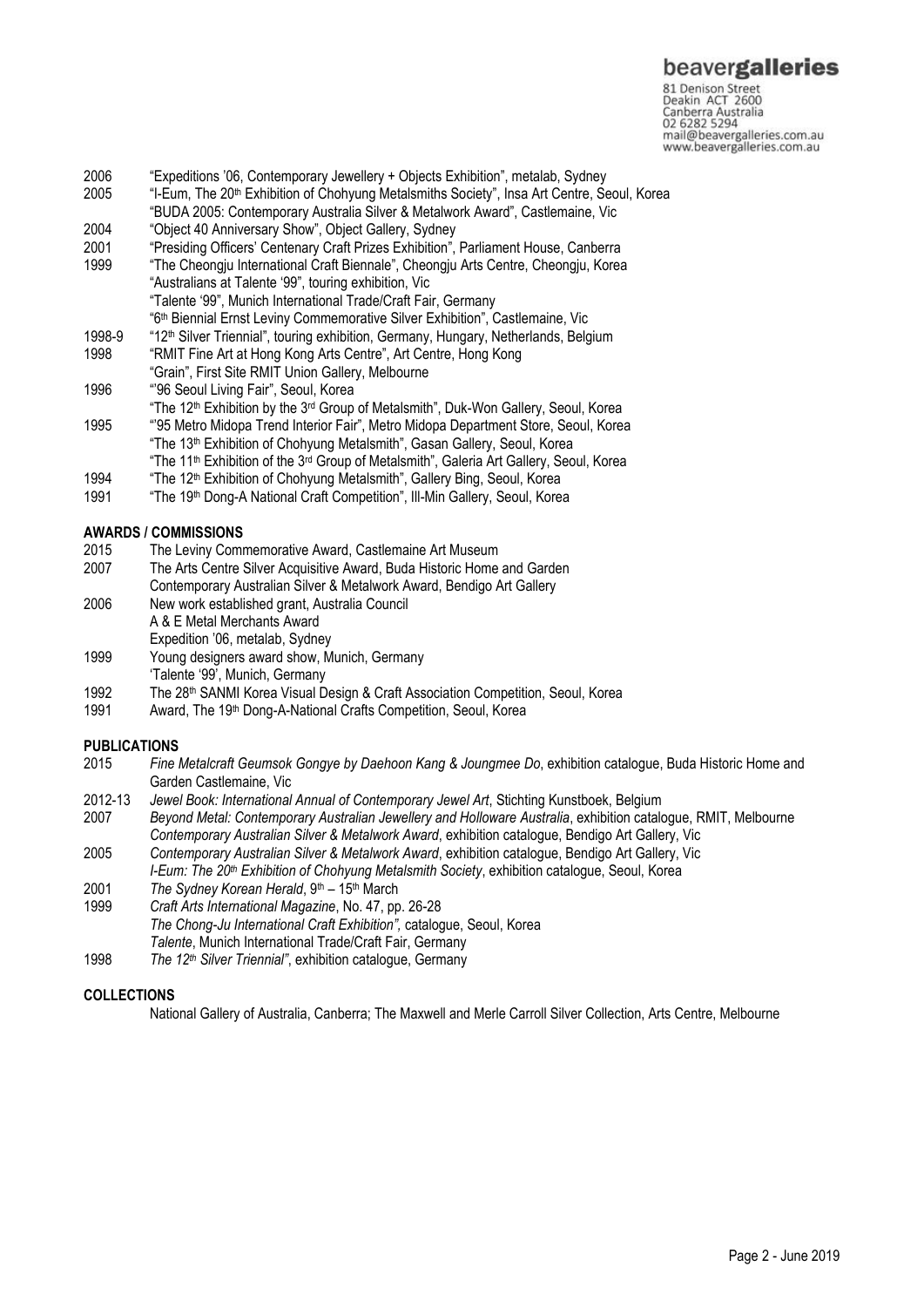| | |
|---|---|
| 2006 | "Expeditions '06, Contemporary Jewellery + Objects Exhibition", metalab, Sydney |
| 2005 | "I-Eum, The 20th Exhibition of Chohyung Metalsmiths Society", Insa Art Centre, Seoul, Korea |
| | "BUDA 2005: Contemporary Australia Silver & Metalwork Award", Castlemaine, Vic |
| 2004 | "Object 40 Anniversary Show", Object Gallery, Sydney |
| 2001 | "Presiding Officers' Centenary Craft Prizes Exhibition", Parliament House, Canberra |
| 1999 | "The Cheongju International Craft Biennale", Cheongju Arts Centre, Cheongju, Korea |
| | "Australians at Talente '99", touring exhibition, Vic |
| | "Talente '99", Munich International Trade/Craft Fair, Germany |
| | "6th Biennial Ernst Leviny Commemorative Silver Exhibition", Castlemaine, Vic |
| 1998-9 | "12th Silver Triennial", touring exhibition, Germany, Hungary, Netherlands, Belgium |
| 1998 | "RMIT Fine Art at Hong Kong Arts Centre", Art Centre, Hong Kong |
| | "Grain", First Site RMIT Union Gallery, Melbourne |
| 1996 | "'96 Seoul Living Fair", Seoul, Korea |
| | "The 12th Exhibition by the 3rd Group of Metalsmith", Duk-Won Gallery, Seoul, Korea |
| 1995 | "'95 Metro Midopa Trend Interior Fair", Metro Midopa Department Store, Seoul, Korea |
| | "The 13th Exhibition of Chohyung Metalsmith", Gasan Gallery, Seoul, Korea |
| | "The 11th Exhibition of the 3rd Group of Metalsmith", Galeria Art Gallery, Seoul, Korea |
| 1994 | "The 12th Exhibition of Chohyung Metalsmith", Gallery Bing, Seoul, Korea |
| 1991 | "The 19th Dong-A National Craft Competition", Ill-Min Gallery, Seoul, Korea |

## AWARDS / COMMISSIONS

| | |
|---|---|
| 2015 | The Leviny Commemorative Award, Castlemaine Art Museum |
| 2007 | The Arts Centre Silver Acquisitive Award, Buda Historic Home and Garden |
| | Contemporary Australian Silver & Metalwork Award, Bendigo Art Gallery |
| 2006 | New work established grant, Australia Council |
| | A & E Metal Merchants Award |
| | Expedition '06, metalab, Sydney |
| 1999 | Young designers award show, Munich, Germany |
| | 'Talente '99', Munich, Germany |
| 1992 | The 28th SANMI Korea Visual Design & Craft Association Competition, Seoul, Korea |
| 1991 | Award, The 19th Dong-A-National Crafts Competition, Seoul, Korea |

## PUBLICATIONS

| | |
|---|---|
| 2015 | *Fine Metalcraft Geumsok Gongye by Daehoon Kang & Joungmee Do*, exhibition catalogue, Buda Historic Home and Garden Castlemaine, Vic |
| 2012-13 | *Jewel Book: International Annual of Contemporary Jewel Art*, Stichting Kunstboek, Belgium |
| 2007 | *Beyond Metal: Contemporary Australian Jewellery and Holloware Australia*, exhibition catalogue, RMIT, Melbourne |
| | *Contemporary Australian Silver & Metalwork Award*, exhibition catalogue, Bendigo Art Gallery, Vic |
| 2005 | *Contemporary Australian Silver & Metalwork Award*, exhibition catalogue, Bendigo Art Gallery, Vic |
| | *I-Eum: The 20th Exhibition of Chohyung Metalsmith Society*, exhibition catalogue, Seoul, Korea |
| 2001 | *The Sydney Korean Herald*, 9th – 15th March |
| 1999 | *Craft Arts International Magazine*, No. 47, pp. 26-28 |
| | *The Chong-Ju International Craft Exhibition",* catalogue, Seoul, Korea |
| | *Talente*, Munich International Trade/Craft Fair, Germany |
| 1998 | *The 12th Silver Triennial"*, exhibition catalogue, Germany |

## COLLECTIONS

National Gallery of Australia, Canberra; The Maxwell and Merle Carroll Silver Collection, Arts Centre, Melbourne